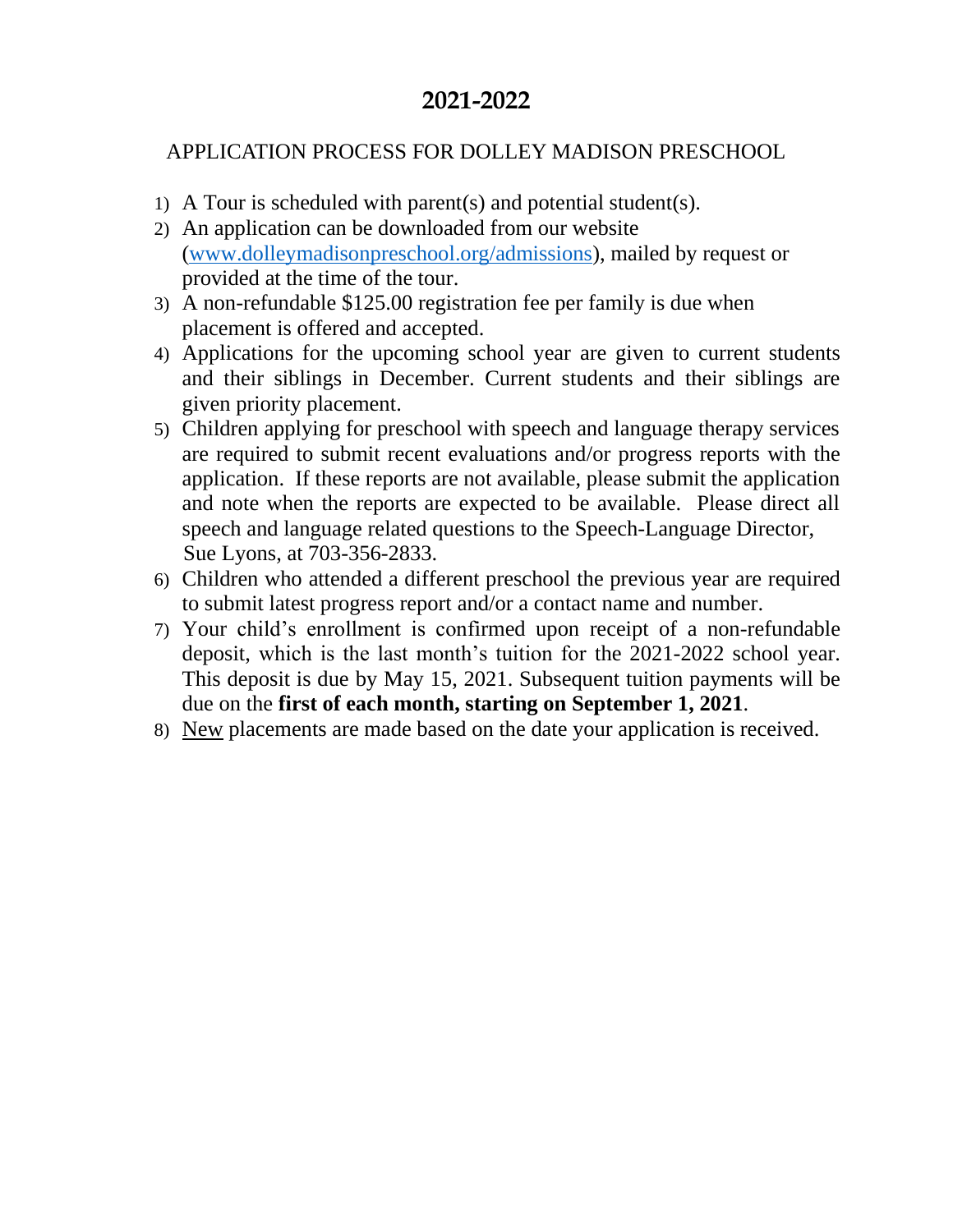# 2021-2022

## APPLICATION PROCESS FOR DOLLEY MADISON PRESCHOOL

1) A Tour is scheduled with parent(s) and potential student(s).
2) An application can be downloaded from our website ([www.dolleymadisonpreschool.org/admissions](http://www.dolleymadisonpreschool.org/admissions)), mailed by request or provided at the time of the tour.
3) A non-refundable $125.00 registration fee per family is due when placement is offered and accepted.
4) Applications for the upcoming school year are given to current students and their siblings in December. Current students and their siblings are given priority placement.
5) Children applying for preschool with speech and language therapy services are required to submit recent evaluations and/or progress reports with the application. If these reports are not available, please submit the application and note when the reports are expected to be available. Please direct all speech and language related questions to the Speech-Language Director, Sue Lyons, at 703-356-2833.
6) Children who attended a different preschool the previous year are required to submit latest progress report and/or a contact name and number.
7) Your child's enrollment is confirmed upon receipt of a non-refundable deposit, which is the last month's tuition for the 2021-2022 school year. This deposit is due by May 15, 2021. Subsequent tuition payments will be due on the **first of each month, starting on September 1, 2021**.
8) <u>New</u> placements are made based on the date your application is received.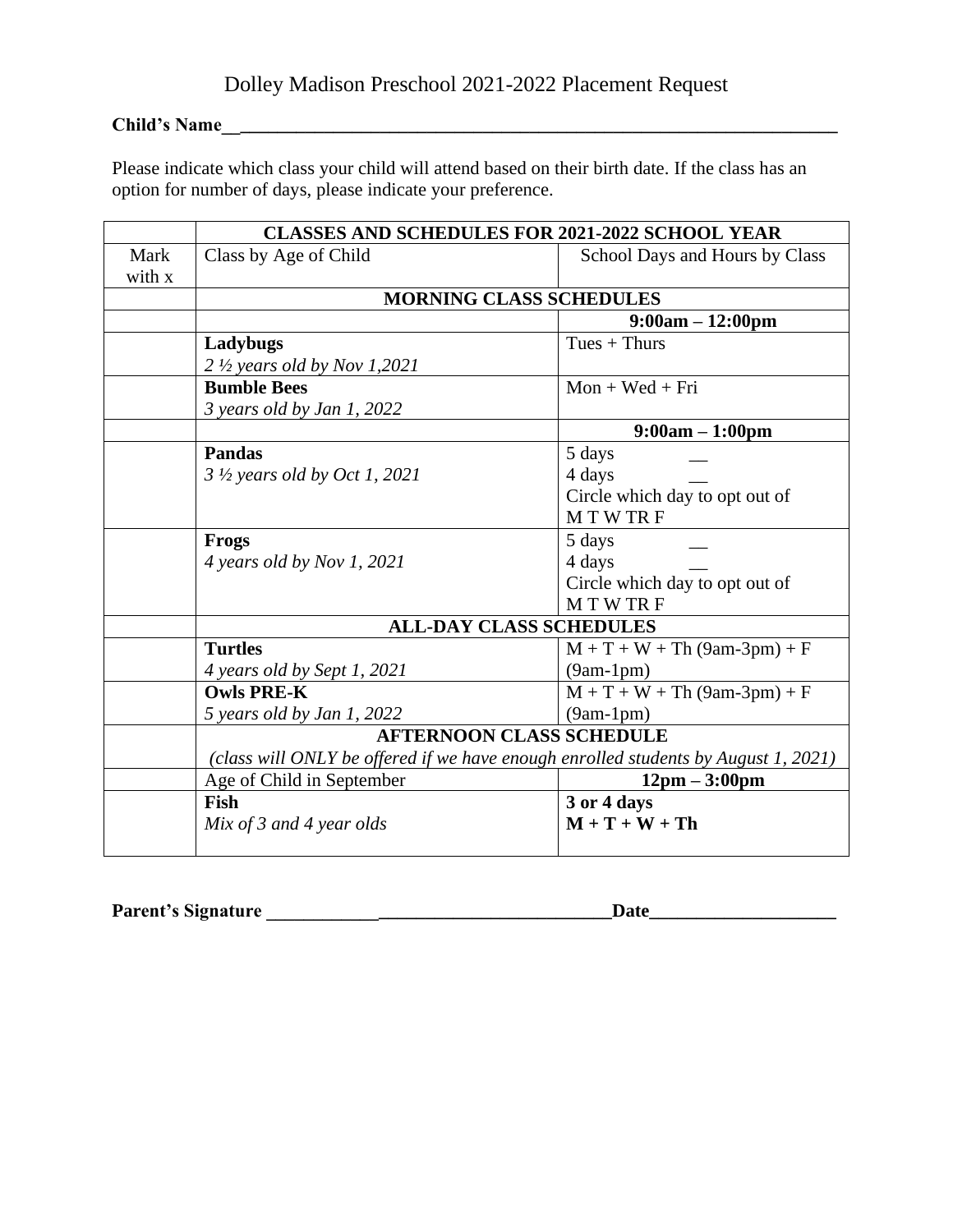# Dolley Madison Preschool 2021-2022 Placement Request

**Child's Name**\_\_\_\_\_\_\_\_\_\_\_\_\_\_\_\_\_\_\_\_\_\_\_\_\_\_\_\_\_\_\_\_\_\_\_\_\_\_\_\_\_\_\_\_\_\_\_\_\_\_\_\_\_\_\_\_\_\_\_\_\_\_\_\_

Please indicate which class your child will attend based on their birth date. If the class has an option for number of days, please indicate your preference.

| | **CLASSES AND SCHEDULES FOR 2021-2022 SCHOOL YEAR** | |
|---|---|---|
| Mark with x | Class by Age of Child | School Days and Hours by Class |
| | **MORNING CLASS SCHEDULES** | |
| | | **9:00am – 12:00pm** |
| | **Ladybugs**<br>*2 ½ years old by Nov 1,2021* | Tues + Thurs |
| | **Bumble Bees**<br>*3 years old by Jan 1, 2022* | Mon + Wed + Fri |
| | | **9:00am – 1:00pm** |
| | **Pandas**<br>*3 ½ years old by Oct 1, 2021* | 5 days \_\_<br>4 days \_\_<br>Circle which day to opt out of<br>M T W TR F |
| | **Frogs**<br>*4 years old by Nov 1, 2021* | 5 days \_\_<br>4 days \_\_<br>Circle which day to opt out of<br>M T W TR F |
| | **ALL-DAY CLASS SCHEDULES** | |
| | **Turtles**<br>*4 years old by Sept 1, 2021* | M + T + W + Th (9am-3pm) + F (9am-1pm) |
| | **Owls PRE-K**<br>*5 years old by Jan 1, 2022* | M + T + W + Th (9am-3pm) + F (9am-1pm) |
| | **AFTERNOON CLASS SCHEDULE**<br>*(class will ONLY be offered if we have enough enrolled students by August 1, 2021)* | |
| | Age of Child in September | **12pm – 3:00pm** |
| | **Fish**<br>*Mix of 3 and 4 year olds* | **3 or 4 days**<br>**M + T + W + Th** |

**Parent's Signature** \_\_\_\_\_\_\_\_\_\_\_\_\_\_\_\_\_\_\_\_\_\_\_\_\_\_\_\_\_\_\_\_\_\_\_\_\_\_**Date**\_\_\_\_\_\_\_\_\_\_\_\_\_\_\_\_\_\_\_\_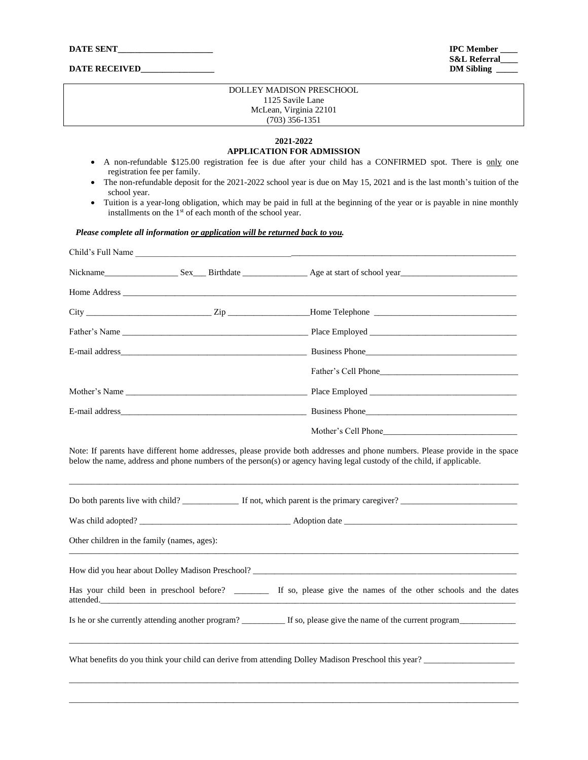**DATE SENT______________________**

**DATE RECEIVED_________________**

**IPC Member ____**
**S&L Referral____**
**DM Sibling _____**

DOLLEY MADISON PRESCHOOL
1125 Savile Lane
McLean, Virginia 22101
(703) 356-1351

**2021-2022**
**APPLICATION FOR ADMISSION**

- A non-refundable $125.00 registration fee is due after your child has a CONFIRMED spot. There is only one registration fee per family.
- The non-refundable deposit for the 2021-2022 school year is due on May 15, 2021 and is the last month's tuition of the school year.
- Tuition is a year-long obligation, which may be paid in full at the beginning of the year or is payable in nine monthly installments on the 1st of each month of the school year.

***Please complete all information or application will be returned back to you.***

Child's Full Name ____________________________________________________________________________

Nickname_________________ Sex___ Birthdate _______________ Age at start of school year___________________________

Home Address ________________________________________________________________________________

City _____________________________ Zip ___________________Home Telephone _________________________________

Father's Name ____________________________________________ Place Employed __________________________________

E-mail address____________________________________________ Business Phone___________________________________

Father's Cell Phone________________________________

Mother's Name ___________________________________________ Place Employed __________________________________

E-mail address____________________________________________ Business Phone___________________________________

Mother's Cell Phone_______________________________

Note: If parents have different home addresses, please provide both addresses and phone numbers. Please provide in the space below the name, address and phone numbers of the person(s) or agency having legal custody of the child, if applicable.

______________________________________________________________________________________________

Do both parents live with child? _____________ If not, which parent is the primary caregiver? ___________________________

Was child adopted? __________________________________ Adoption date ________________________________________

Other children in the family (names, ages):
______________________________________________________________________________________________

How did you hear about Dolley Madison Preschool? ______________________________________________________________

Has your child been in preschool before? ________ If so, please give the names of the other schools and the dates attended.____________________________________________________________________________________________

Is he or she currently attending another program? __________ If so, please give the name of the current program_____________

______________________________________________________________________________________________

What benefits do you think your child can derive from attending Dolley Madison Preschool this year? _____________________

______________________________________________________________________________________________

______________________________________________________________________________________________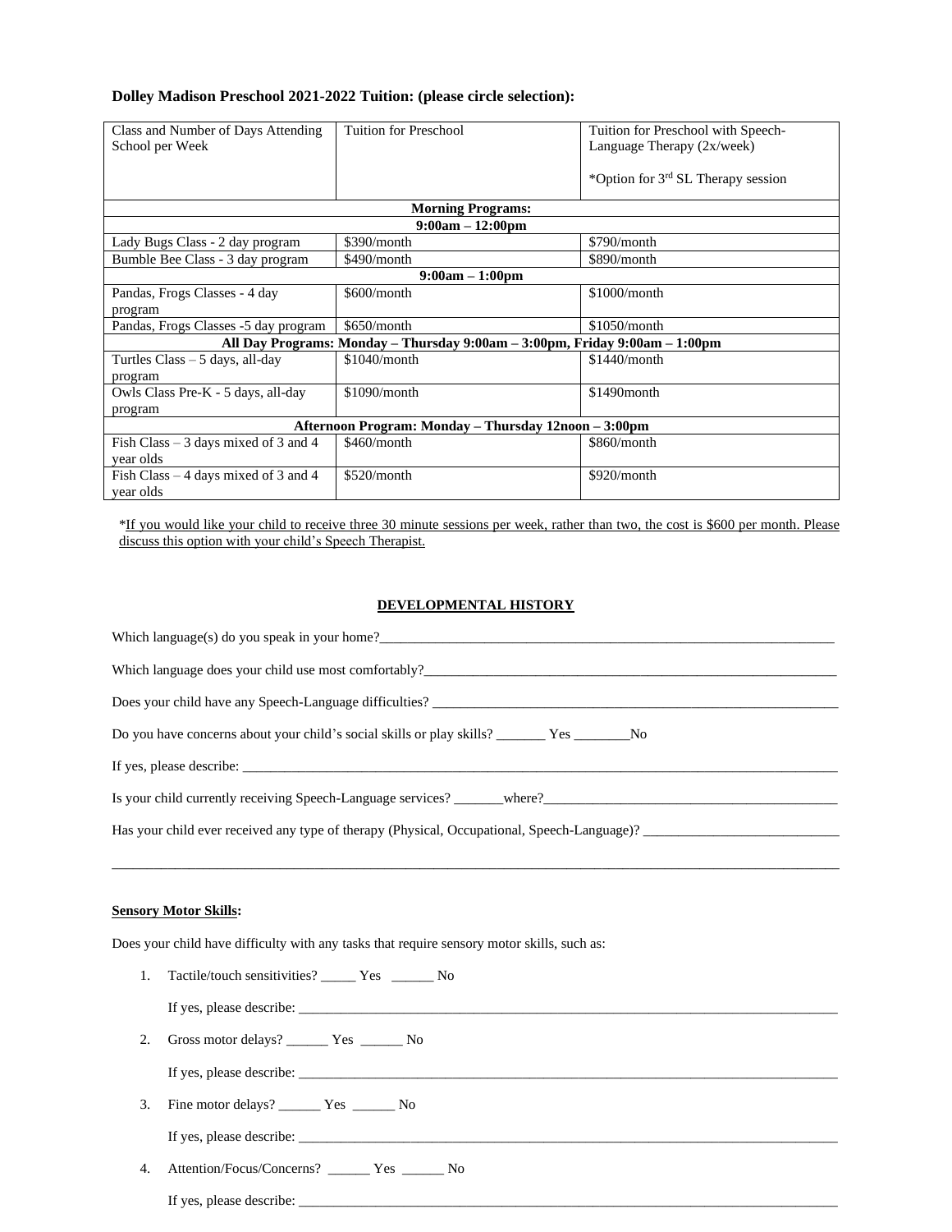**Dolley Madison Preschool 2021-2022 Tuition: (please circle selection):**

| Class and Number of Days Attending School per Week | Tuition for Preschool | Tuition for Preschool with Speech-Language Therapy (2x/week)<br><br>*Option for 3rd SL Therapy session |
|---|---|---|
| **Morning Programs:** | | |
| **9:00am – 12:00pm** | | |
| Lady Bugs Class - 2 day program | $390/month | $790/month |
| Bumble Bee Class - 3 day program | $490/month | $890/month |
| **9:00am – 1:00pm** | | |
| Pandas, Frogs Classes - 4 day program | $600/month | $1000/month |
| Pandas, Frogs Classes -5 day program | $650/month | $1050/month |
| **All Day Programs: Monday – Thursday 9:00am – 3:00pm, Friday 9:00am – 1:00pm** | | |
| Turtles Class – 5 days, all-day program | $1040/month | $1440/month |
| Owls Class Pre-K - 5 days, all-day program | $1090/month | $1490month |
| **Afternoon Program: Monday – Thursday 12noon – 3:00pm** | | |
| Fish Class – 3 days mixed of 3 and 4 year olds | $460/month | $860/month |
| Fish Class – 4 days mixed of 3 and 4 year olds | $520/month | $920/month |

*If you would like your child to receive three 30 minute sessions per week, rather than two, the cost is $600 per month. Please discuss this option with your child's Speech Therapist.

## DEVELOPMENTAL HISTORY

Which language(s) do you speak in your home?____________________________________________

Which language does your child use most comfortably?____________________________________

Does your child have any Speech-Language difficulties? ___________________________________

Do you have concerns about your child's social skills or play skills? _______ Yes ________No

If yes, please describe: ______________________________________________________________

Is your child currently receiving Speech-Language services? _______where?__________________

Has your child ever received any type of therapy (Physical, Occupational, Speech-Language)? ____________

______________________________________________________________________________

**Sensory Motor Skills:**

Does your child have difficulty with any tasks that require sensory motor skills, such as:

1. Tactile/touch sensitivities? _____ Yes ______ No

   If yes, please describe: ______________________________________________________

2. Gross motor delays? ______ Yes ______ No

   If yes, please describe: ______________________________________________________

3. Fine motor delays? ______ Yes ______ No

   If yes, please describe: ______________________________________________________

4. Attention/Focus/Concerns? ______ Yes ______ No

   If yes, please describe: ______________________________________________________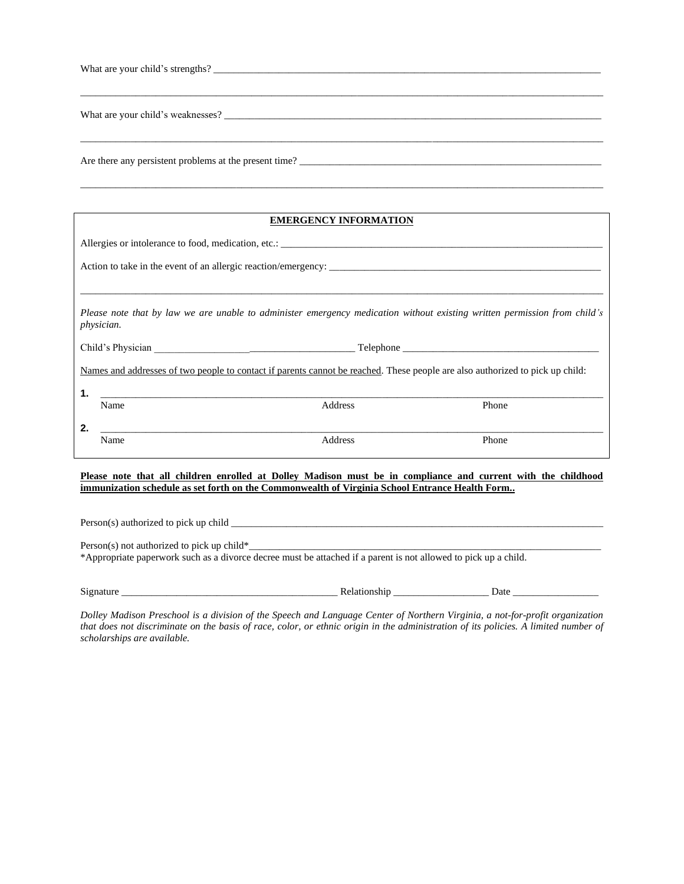What are your child's strengths? ________________________________________________________________________________

________________________________________________________________________________________________________________

What are your child's weaknesses? ______________________________________________________________________________

________________________________________________________________________________________________________________

Are there any persistent problems at the present time? ______________________________________________________________

________________________________________________________________________________________________________________

**<u>EMERGENCY INFORMATION</u>**

Allergies or intolerance to food, medication, etc.: ____________________________________________________________________

Action to take in the event of an allergic reaction/emergency: _________________________________________________________

________________________________________________________________________________________________________________

*Please note that by law we are unable to administer emergency medication without existing written permission from child's physician.*

Child's Physician ________________________________________ Telephone ______________________________________

<u>Names and addresses of two people to contact if parents cannot be reached</u>. These people are also authorized to pick up child:

**1.** ______________________________________________________________________________________________________

Name Address Phone

**2.** ______________________________________________________________________________________________________

Name Address Phone

**<u>Please note that all children enrolled at Dolley Madison must be in compliance and current with the childhood immunization schedule as set forth on the Commonwealth of Virginia School Entrance Health Form..</u>**

Person(s) authorized to pick up child _____________________________________________________________________________

Person(s) not authorized to pick up child*__________________________________________________________________________

*Appropriate paperwork such as a divorce decree must be attached if a parent is not allowed to pick up a child.

Signature ____________________________________________ Relationship ___________________ Date _________________

*Dolley Madison Preschool is a division of the Speech and Language Center of Northern Virginia, a not-for-profit organization that does not discriminate on the basis of race, color, or ethnic origin in the administration of its policies. A limited number of scholarships are available.*